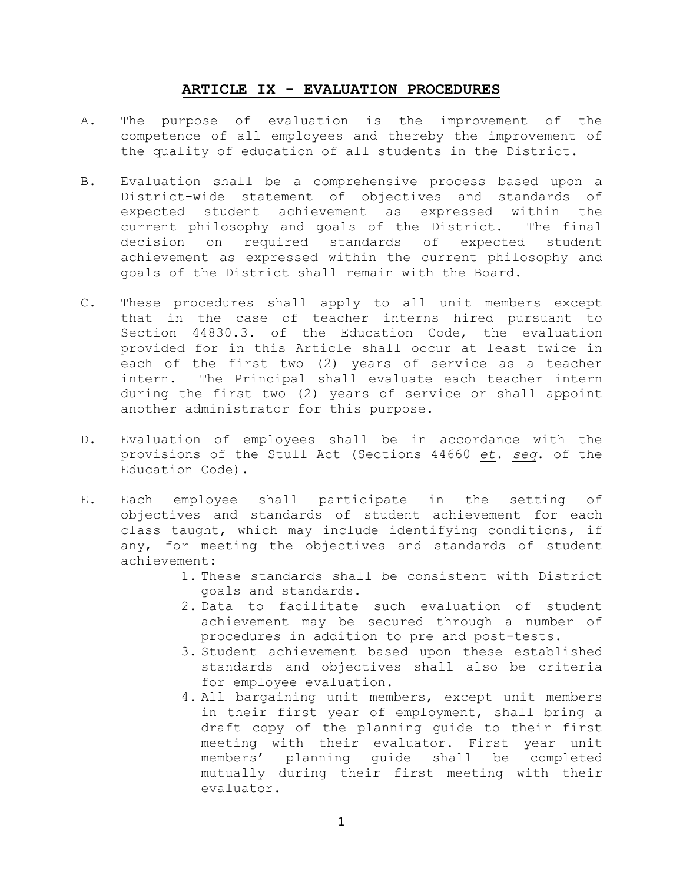# ARTICLE IX - EVALUATION PROCEDURES

A. The purpose of evaluation is the improvement of the competence of all employees and thereby the improvement of the quality of education of all students in the District.

B. Evaluation shall be a comprehensive process based upon a District-wide statement of objectives and standards of expected student achievement as expressed within the current philosophy and goals of the District. The final decision on required standards of expected student achievement as expressed within the current philosophy and goals of the District shall remain with the Board.

C. These procedures shall apply to all unit members except that in the case of teacher interns hired pursuant to Section 44830.3. of the Education Code, the evaluation provided for in this Article shall occur at least twice in each of the first two (2) years of service as a teacher intern. The Principal shall evaluate each teacher intern during the first two (2) years of service or shall appoint another administrator for this purpose.

D. Evaluation of employees shall be in accordance with the provisions of the Stull Act (Sections 44660 *et*. *seq*. of the Education Code).

E. Each employee shall participate in the setting of objectives and standards of student achievement for each class taught, which may include identifying conditions, if any, for meeting the objectives and standards of student achievement:

   1. These standards shall be consistent with District goals and standards.
   2. Data to facilitate such evaluation of student achievement may be secured through a number of procedures in addition to pre and post-tests.
   3. Student achievement based upon these established standards and objectives shall also be criteria for employee evaluation.
   4. All bargaining unit members, except unit members in their first year of employment, shall bring a draft copy of the planning guide to their first meeting with their evaluator. First year unit members' planning guide shall be completed mutually during their first meeting with their evaluator.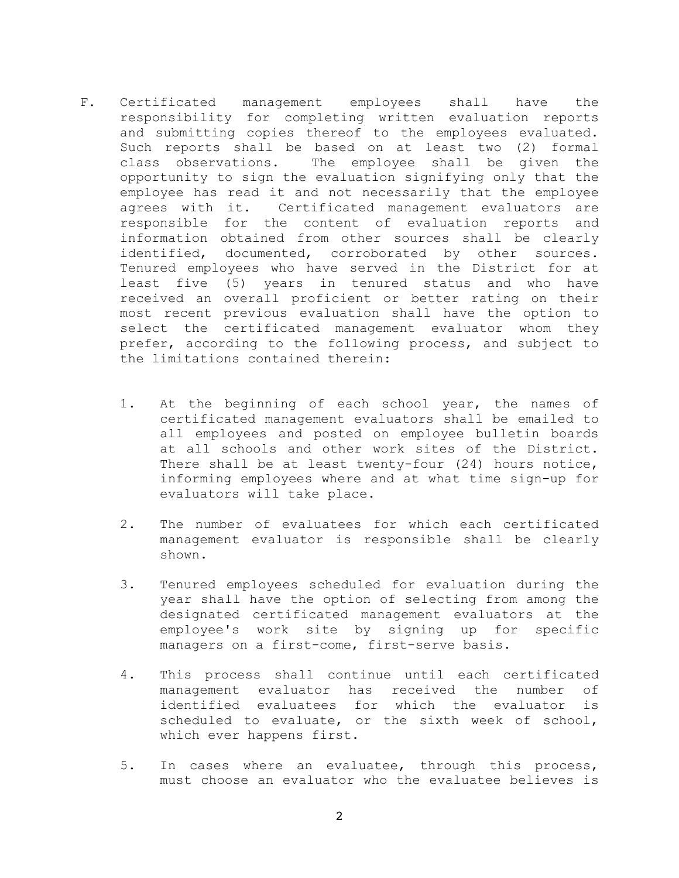F. Certificated management employees shall have the responsibility for completing written evaluation reports and submitting copies thereof to the employees evaluated. Such reports shall be based on at least two (2) formal class observations. The employee shall be given the opportunity to sign the evaluation signifying only that the employee has read it and not necessarily that the employee agrees with it. Certificated management evaluators are responsible for the content of evaluation reports and information obtained from other sources shall be clearly identified, documented, corroborated by other sources. Tenured employees who have served in the District for at least five (5) years in tenured status and who have received an overall proficient or better rating on their most recent previous evaluation shall have the option to select the certificated management evaluator whom they prefer, according to the following process, and subject to the limitations contained therein:

   1. At the beginning of each school year, the names of certificated management evaluators shall be emailed to all employees and posted on employee bulletin boards at all schools and other work sites of the District. There shall be at least twenty-four (24) hours notice, informing employees where and at what time sign-up for evaluators will take place.

   2. The number of evaluatees for which each certificated management evaluator is responsible shall be clearly shown.

   3. Tenured employees scheduled for evaluation during the year shall have the option of selecting from among the designated certificated management evaluators at the employee's work site by signing up for specific managers on a first-come, first-serve basis.

   4. This process shall continue until each certificated management evaluator has received the number of identified evaluatees for which the evaluator is scheduled to evaluate, or the sixth week of school, which ever happens first.

   5. In cases where an evaluatee, through this process, must choose an evaluator who the evaluatee believes is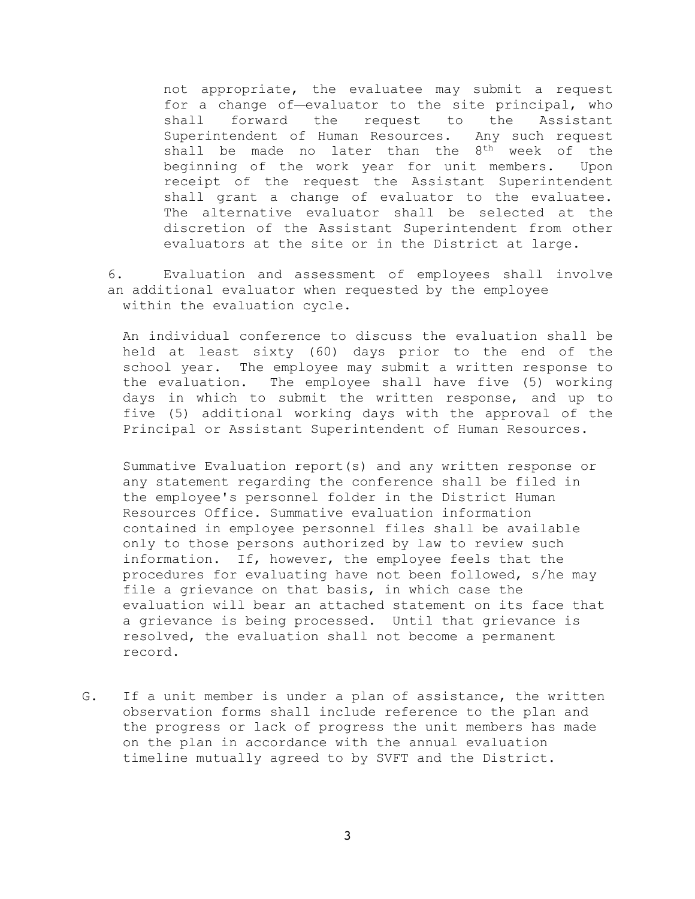not appropriate, the evaluatee may submit a request for a change of—evaluator to the site principal, who shall forward the request to the Assistant Superintendent of Human Resources. Any such request shall be made no later than the 8th week of the beginning of the work year for unit members. Upon receipt of the request the Assistant Superintendent shall grant a change of evaluator to the evaluatee. The alternative evaluator shall be selected at the discretion of the Assistant Superintendent from other evaluators at the site or in the District at large.

6. Evaluation and assessment of employees shall involve an additional evaluator when requested by the employee within the evaluation cycle.

An individual conference to discuss the evaluation shall be held at least sixty (60) days prior to the end of the school year. The employee may submit a written response to the evaluation. The employee shall have five (5) working days in which to submit the written response, and up to five (5) additional working days with the approval of the Principal or Assistant Superintendent of Human Resources.

Summative Evaluation report(s) and any written response or any statement regarding the conference shall be filed in the employee's personnel folder in the District Human Resources Office. Summative evaluation information contained in employee personnel files shall be available only to those persons authorized by law to review such information. If, however, the employee feels that the procedures for evaluating have not been followed, s/he may file a grievance on that basis, in which case the evaluation will bear an attached statement on its face that a grievance is being processed. Until that grievance is resolved, the evaluation shall not become a permanent record.

G. If a unit member is under a plan of assistance, the written observation forms shall include reference to the plan and the progress or lack of progress the unit members has made on the plan in accordance with the annual evaluation timeline mutually agreed to by SVFT and the District.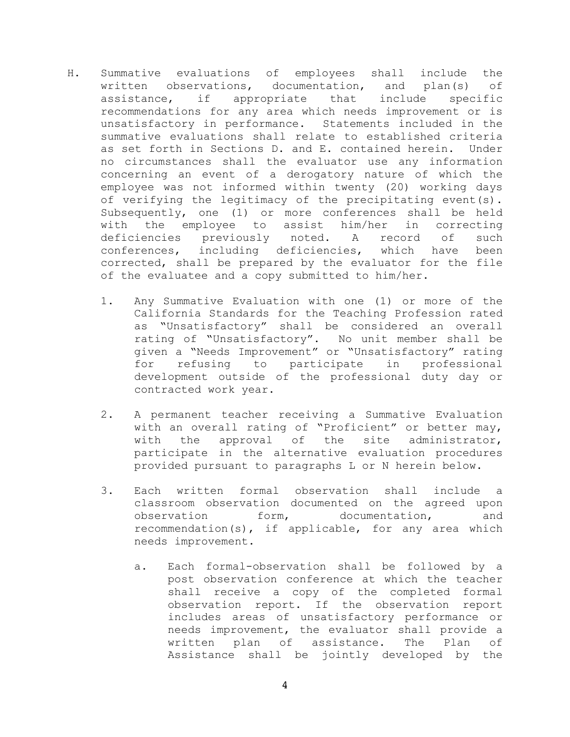H. Summative evaluations of employees shall include the written observations, documentation, and plan(s) of assistance, if appropriate that include specific recommendations for any area which needs improvement or is unsatisfactory in performance. Statements included in the summative evaluations shall relate to established criteria as set forth in Sections D. and E. contained herein. Under no circumstances shall the evaluator use any information concerning an event of a derogatory nature of which the employee was not informed within twenty (20) working days of verifying the legitimacy of the precipitating event(s). Subsequently, one (1) or more conferences shall be held with the employee to assist him/her in correcting deficiencies previously noted. A record of such conferences, including deficiencies, which have been corrected, shall be prepared by the evaluator for the file of the evaluatee and a copy submitted to him/her.

   1. Any Summative Evaluation with one (1) or more of the California Standards for the Teaching Profession rated as "Unsatisfactory" shall be considered an overall rating of "Unsatisfactory". No unit member shall be given a "Needs Improvement" or "Unsatisfactory" rating for refusing to participate in professional development outside of the professional duty day or contracted work year.

   2. A permanent teacher receiving a Summative Evaluation with an overall rating of "Proficient" or better may, with the approval of the site administrator, participate in the alternative evaluation procedures provided pursuant to paragraphs L or N herein below.

   3. Each written formal observation shall include a classroom observation documented on the agreed upon observation form, documentation, and recommendation(s), if applicable, for any area which needs improvement.

      a. Each formal-observation shall be followed by a post observation conference at which the teacher shall receive a copy of the completed formal observation report. If the observation report includes areas of unsatisfactory performance or needs improvement, the evaluator shall provide a written plan of assistance. The Plan of Assistance shall be jointly developed by the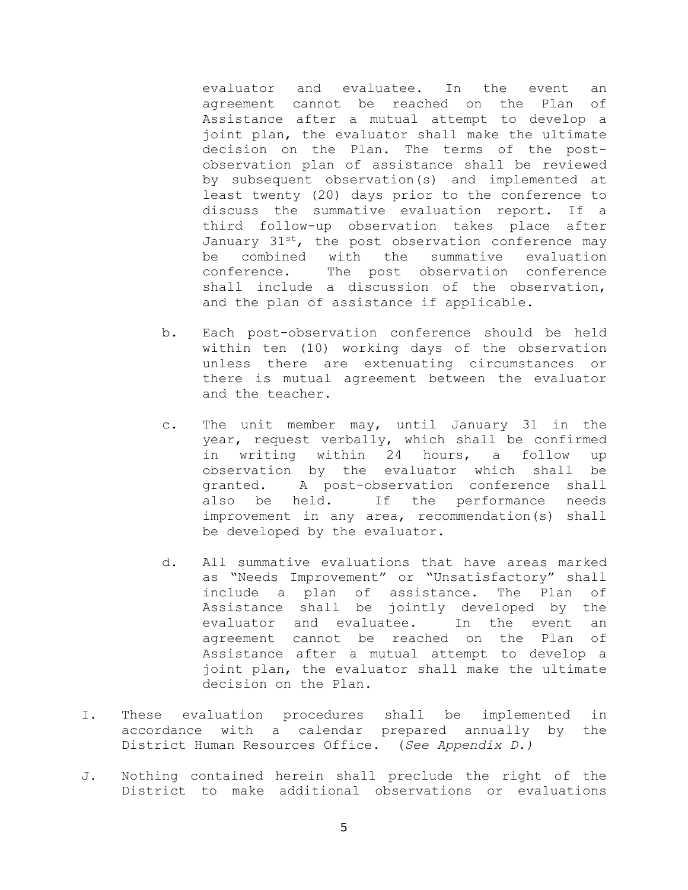evaluator and evaluatee. In the event an agreement cannot be reached on the Plan of Assistance after a mutual attempt to develop a joint plan, the evaluator shall make the ultimate decision on the Plan. The terms of the post-observation plan of assistance shall be reviewed by subsequent observation(s) and implemented at least twenty (20) days prior to the conference to discuss the summative evaluation report. If a third follow-up observation takes place after January 31st, the post observation conference may be combined with the summative evaluation conference. The post observation conference shall include a discussion of the observation, and the plan of assistance if applicable.

b. Each post-observation conference should be held within ten (10) working days of the observation unless there are extenuating circumstances or there is mutual agreement between the evaluator and the teacher.

c. The unit member may, until January 31 in the year, request verbally, which shall be confirmed in writing within 24 hours, a follow up observation by the evaluator which shall be granted. A post-observation conference shall also be held. If the performance needs improvement in any area, recommendation(s) shall be developed by the evaluator.

d. All summative evaluations that have areas marked as "Needs Improvement" or "Unsatisfactory" shall include a plan of assistance. The Plan of Assistance shall be jointly developed by the evaluator and evaluatee. In the event an agreement cannot be reached on the Plan of Assistance after a mutual attempt to develop a joint plan, the evaluator shall make the ultimate decision on the Plan.

I. These evaluation procedures shall be implemented in accordance with a calendar prepared annually by the District Human Resources Office. (*See Appendix D.)*

J. Nothing contained herein shall preclude the right of the District to make additional observations or evaluations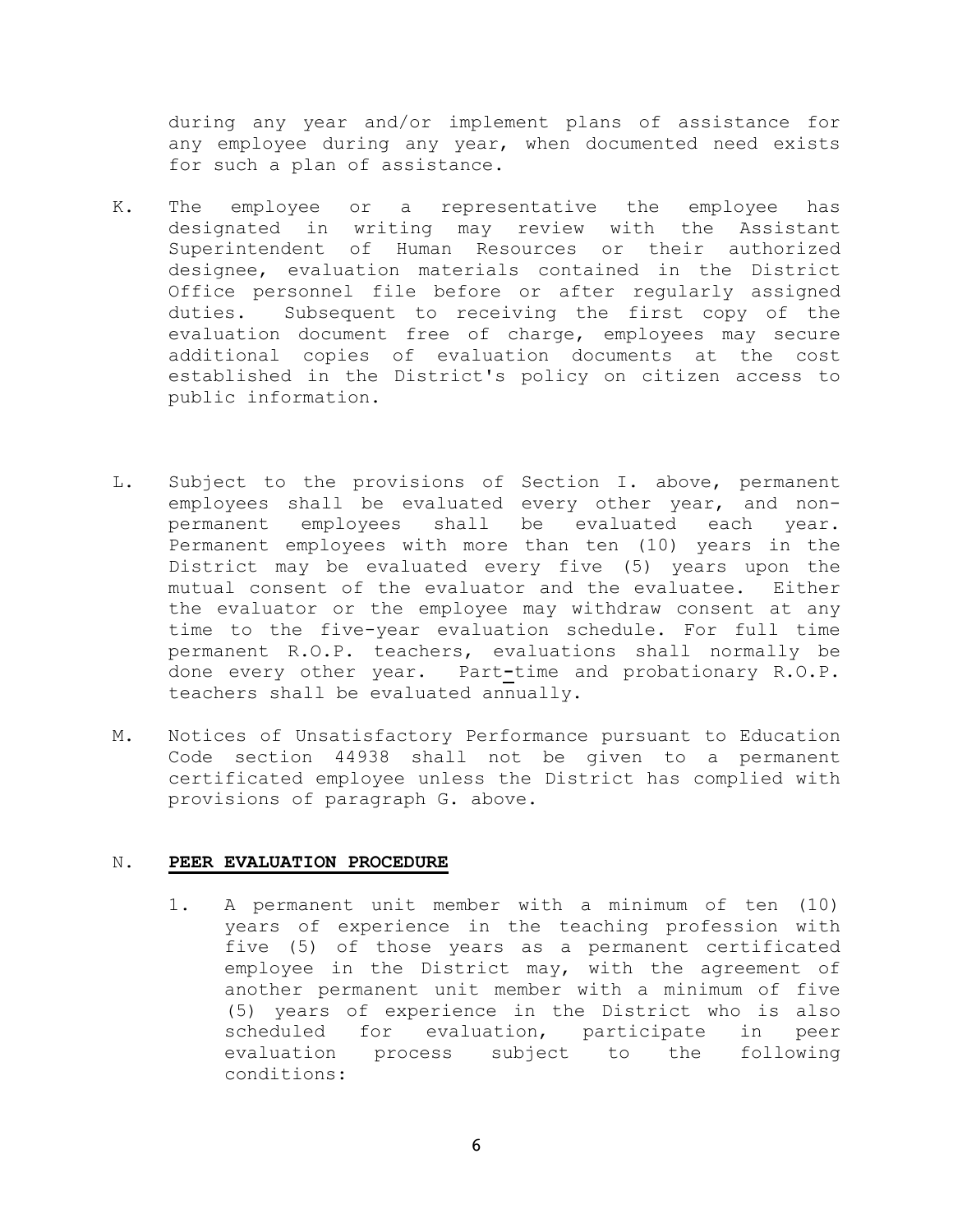during any year and/or implement plans of assistance for any employee during any year, when documented need exists for such a plan of assistance.

K. The employee or a representative the employee has designated in writing may review with the Assistant Superintendent of Human Resources or their authorized designee, evaluation materials contained in the District Office personnel file before or after regularly assigned duties. Subsequent to receiving the first copy of the evaluation document free of charge, employees may secure additional copies of evaluation documents at the cost established in the District's policy on citizen access to public information.

L. Subject to the provisions of Section I. above, permanent employees shall be evaluated every other year, and non-permanent employees shall be evaluated each year. Permanent employees with more than ten (10) years in the District may be evaluated every five (5) years upon the mutual consent of the evaluator and the evaluatee. Either the evaluator or the employee may withdraw consent at any time to the five-year evaluation schedule. For full time permanent R.O.P. teachers, evaluations shall normally be done every other year. Part-time and probationary R.O.P. teachers shall be evaluated annually.

M. Notices of Unsatisfactory Performance pursuant to Education Code section 44938 shall not be given to a permanent certificated employee unless the District has complied with provisions of paragraph G. above.

N. **PEER EVALUATION PROCEDURE**

1. A permanent unit member with a minimum of ten (10) years of experience in the teaching profession with five (5) of those years as a permanent certificated employee in the District may, with the agreement of another permanent unit member with a minimum of five (5) years of experience in the District who is also scheduled for evaluation, participate in peer evaluation process subject to the following conditions: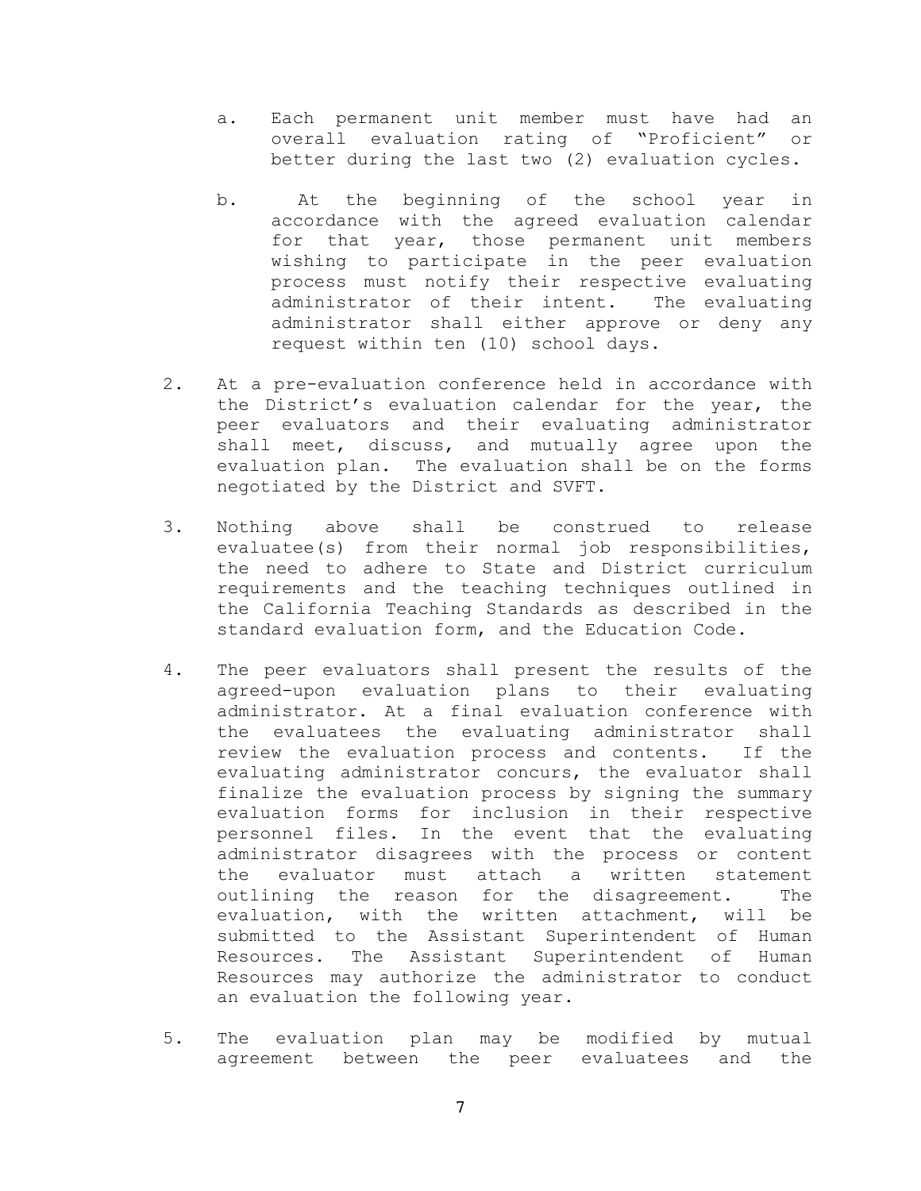a. Each permanent unit member must have had an overall evaluation rating of "Proficient" or better during the last two (2) evaluation cycles.

b. At the beginning of the school year in accordance with the agreed evaluation calendar for that year, those permanent unit members wishing to participate in the peer evaluation process must notify their respective evaluating administrator of their intent. The evaluating administrator shall either approve or deny any request within ten (10) school days.

2. At a pre-evaluation conference held in accordance with the District's evaluation calendar for the year, the peer evaluators and their evaluating administrator shall meet, discuss, and mutually agree upon the evaluation plan. The evaluation shall be on the forms negotiated by the District and SVFT.

3. Nothing above shall be construed to release evaluatee(s) from their normal job responsibilities, the need to adhere to State and District curriculum requirements and the teaching techniques outlined in the California Teaching Standards as described in the standard evaluation form, and the Education Code.

4. The peer evaluators shall present the results of the agreed-upon evaluation plans to their evaluating administrator. At a final evaluation conference with the evaluatees the evaluating administrator shall review the evaluation process and contents. If the evaluating administrator concurs, the evaluator shall finalize the evaluation process by signing the summary evaluation forms for inclusion in their respective personnel files. In the event that the evaluating administrator disagrees with the process or content the evaluator must attach a written statement outlining the reason for the disagreement. The evaluation, with the written attachment, will be submitted to the Assistant Superintendent of Human Resources. The Assistant Superintendent of Human Resources may authorize the administrator to conduct an evaluation the following year.

5. The evaluation plan may be modified by mutual agreement between the peer evaluatees and the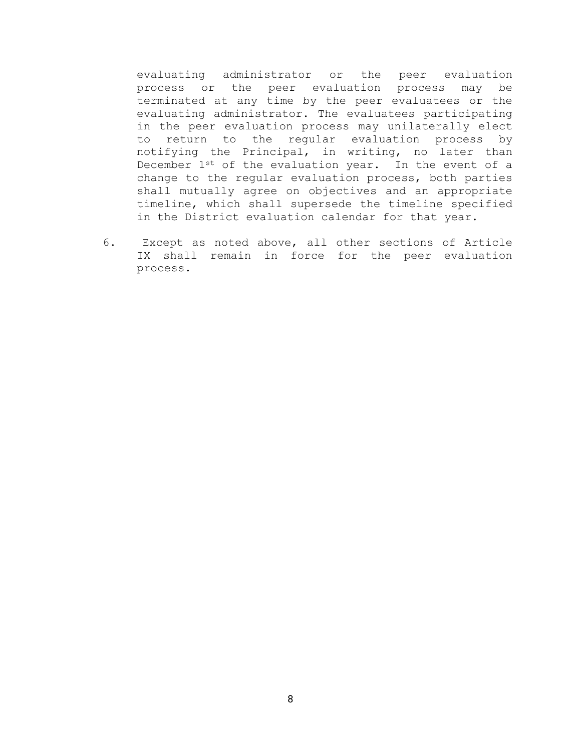evaluating administrator or the peer evaluation process or the peer evaluation process may be terminated at any time by the peer evaluatees or the evaluating administrator. The evaluatees participating in the peer evaluation process may unilaterally elect to return to the regular evaluation process by notifying the Principal, in writing, no later than December 1st of the evaluation year. In the event of a change to the regular evaluation process, both parties shall mutually agree on objectives and an appropriate timeline, which shall supersede the timeline specified in the District evaluation calendar for that year.

6. Except as noted above, all other sections of Article IX shall remain in force for the peer evaluation process.